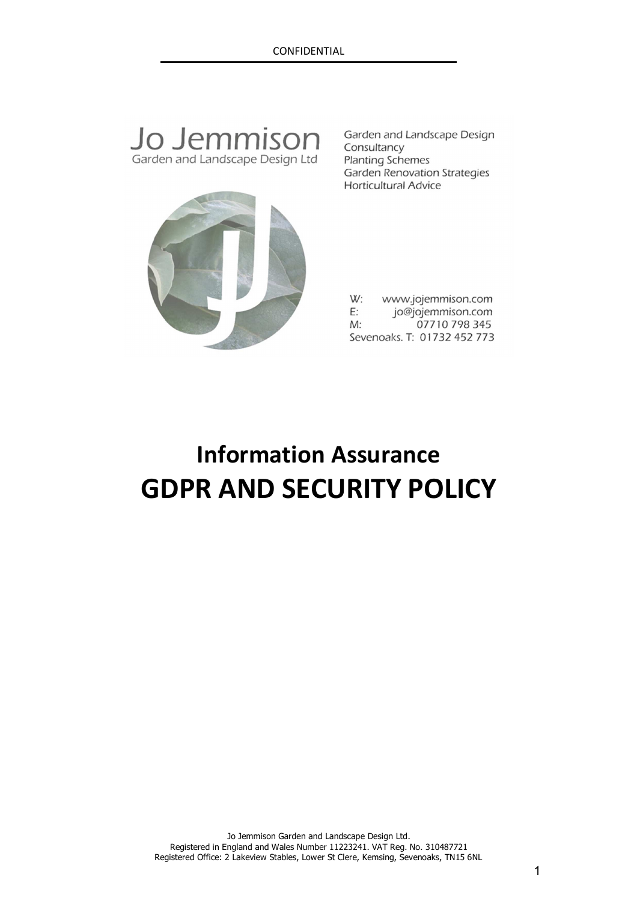CONFIDENTIAL

Jo Jemmison
Garden and Landscape Design Ltd

Garden and Landscape Design
Consultancy
Planting Schemes
Garden Renovation Strategies
Horticultural Advice

W: www.jojemmison.com
E: jo@jojemmison.com
M: 07710 798 345
Sevenoaks. T: 01732 452 773

# Information Assurance

# GDPR AND SECURITY POLICY

Jo Jemmison Garden and Landscape Design Ltd.
Registered in England and Wales Number 11223241. VAT Reg. No. 310487721
Registered Office: 2 Lakeview Stables, Lower St Clere, Kemsing, Sevenoaks, TN15 6NL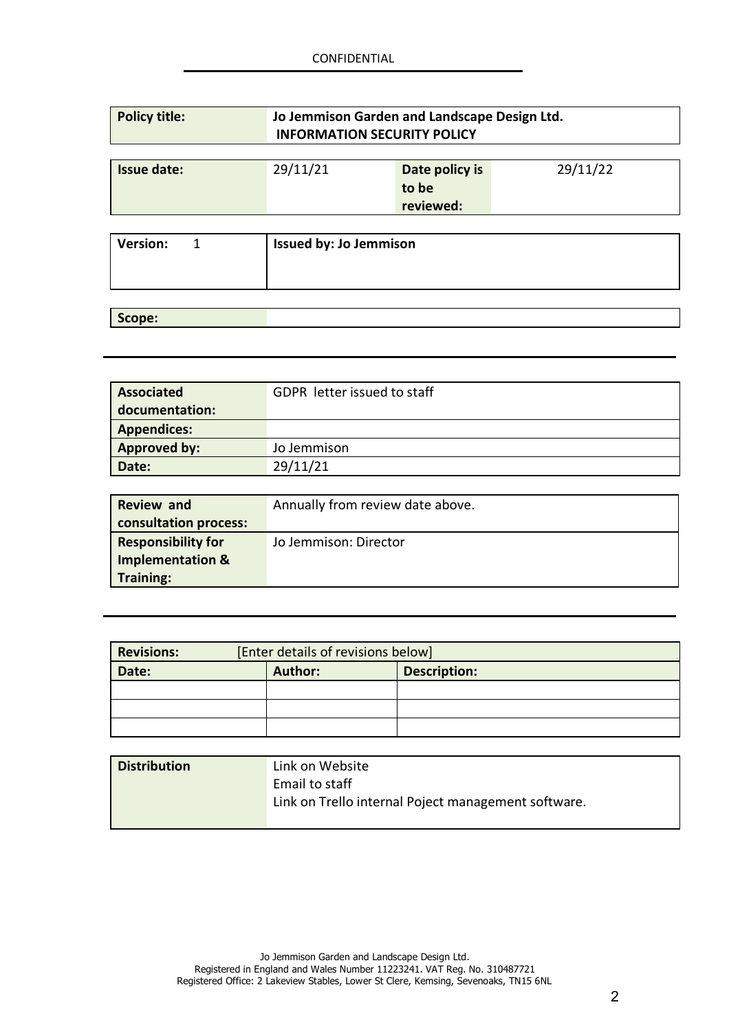| Policy title: | Jo Jemmison Garden and Landscape Design Ltd. **INFORMATION SECURITY POLICY** |
|---|---|

| Issue date: | 29/11/21 | Date policy is to be reviewed: | 29/11/22 |
|---|---|---|---|

| Version: 1 | Issued by: Jo Jemmison |
|---|---|

| Scope: | |
|---|---|

| Associated documentation: | GDPR letter issued to staff |
|---|---|
| Appendices: | |
| Approved by: | Jo Jemmison |
| Date: | 29/11/21 |

| Review and consultation process: | Annually from review date above. |
|---|---|
| Responsibility for Implementation & Training: | Jo Jemmison: Director |

| Revisions: | [Enter details of revisions below] | |
|---|---|---|
| Date: | Author: | Description: |
| | | |
| | | |
| | | |

| Distribution | Link on Website<br>Email to staff<br>Link on Trello internal Poject management software. |
|---|---|

Jo Jemmison Garden and Landscape Design Ltd.
Registered in England and Wales Number 11223241. VAT Reg. No. 310487721
Registered Office: 2 Lakeview Stables, Lower St Clere, Kemsing, Sevenoaks, TN15 6NL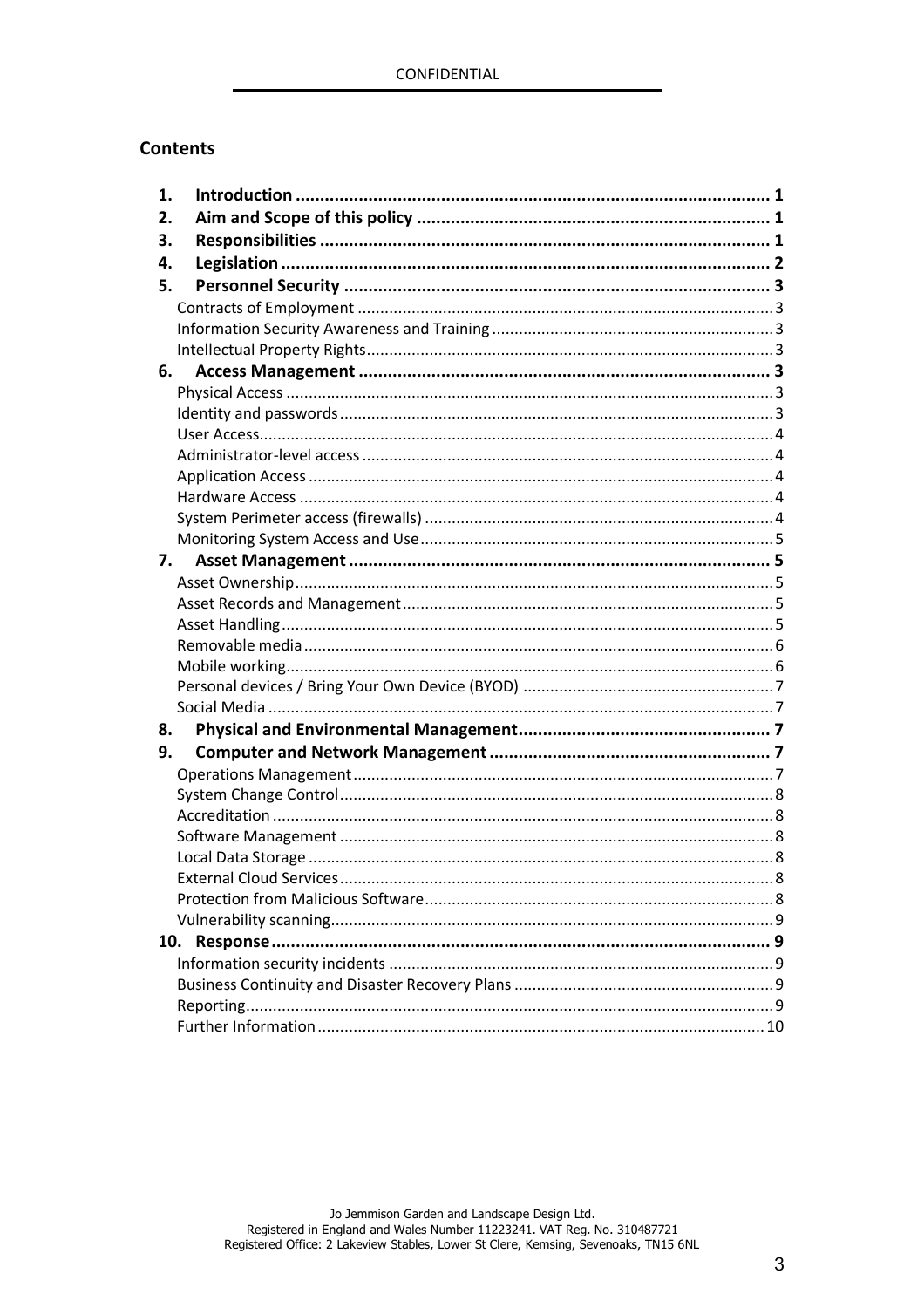## Contents

| | | |
|---|---|---|
| **1.** | **Introduction** | **1** |
| **2.** | **Aim and Scope of this policy** | **1** |
| **3.** | **Responsibilities** | **1** |
| **4.** | **Legislation** | **2** |
| **5.** | **Personnel Security** | **3** |
| | Contracts of Employment | 3 |
| | Information Security Awareness and Training | 3 |
| | Intellectual Property Rights | 3 |
| **6.** | **Access Management** | **3** |
| | Physical Access | 3 |
| | Identity and passwords | 3 |
| | User Access | 4 |
| | Administrator-level access | 4 |
| | Application Access | 4 |
| | Hardware Access | 4 |
| | System Perimeter access (firewalls) | 4 |
| | Monitoring System Access and Use | 5 |
| **7.** | **Asset Management** | **5** |
| | Asset Ownership | 5 |
| | Asset Records and Management | 5 |
| | Asset Handling | 5 |
| | Removable media | 6 |
| | Mobile working | 6 |
| | Personal devices / Bring Your Own Device (BYOD) | 7 |
| | Social Media | 7 |
| **8.** | **Physical and Environmental Management** | **7** |
| **9.** | **Computer and Network Management** | **7** |
| | Operations Management | 7 |
| | System Change Control | 8 |
| | Accreditation | 8 |
| | Software Management | 8 |
| | Local Data Storage | 8 |
| | External Cloud Services | 8 |
| | Protection from Malicious Software | 8 |
| | Vulnerability scanning | 9 |
| **10.** | **Response** | **9** |
| | Information security incidents | 9 |
| | Business Continuity and Disaster Recovery Plans | 9 |
| | Reporting | 9 |
| | Further Information | 10 |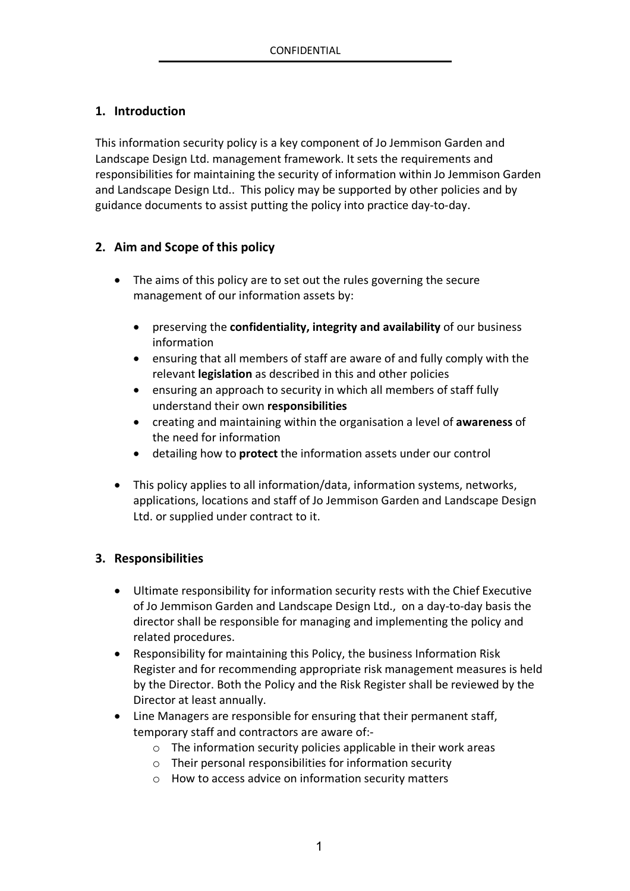## 1. Introduction

This information security policy is a key component of Jo Jemmison Garden and Landscape Design Ltd. management framework. It sets the requirements and responsibilities for maintaining the security of information within Jo Jemmison Garden and Landscape Design Ltd.. This policy may be supported by other policies and by guidance documents to assist putting the policy into practice day-to-day.

## 2. Aim and Scope of this policy

- The aims of this policy are to set out the rules governing the secure management of our information assets by:
  - preserving the **confidentiality, integrity and availability** of our business information
  - ensuring that all members of staff are aware of and fully comply with the relevant **legislation** as described in this and other policies
  - ensuring an approach to security in which all members of staff fully understand their own **responsibilities**
  - creating and maintaining within the organisation a level of **awareness** of the need for information
  - detailing how to **protect** the information assets under our control
- This policy applies to all information/data, information systems, networks, applications, locations and staff of Jo Jemmison Garden and Landscape Design Ltd. or supplied under contract to it.

## 3. Responsibilities

- Ultimate responsibility for information security rests with the Chief Executive of Jo Jemmison Garden and Landscape Design Ltd., on a day-to-day basis the director shall be responsible for managing and implementing the policy and related procedures.
- Responsibility for maintaining this Policy, the business Information Risk Register and for recommending appropriate risk management measures is held by the Director. Both the Policy and the Risk Register shall be reviewed by the Director at least annually.
- Line Managers are responsible for ensuring that their permanent staff, temporary staff and contractors are aware of:-
  - The information security policies applicable in their work areas
  - Their personal responsibilities for information security
  - How to access advice on information security matters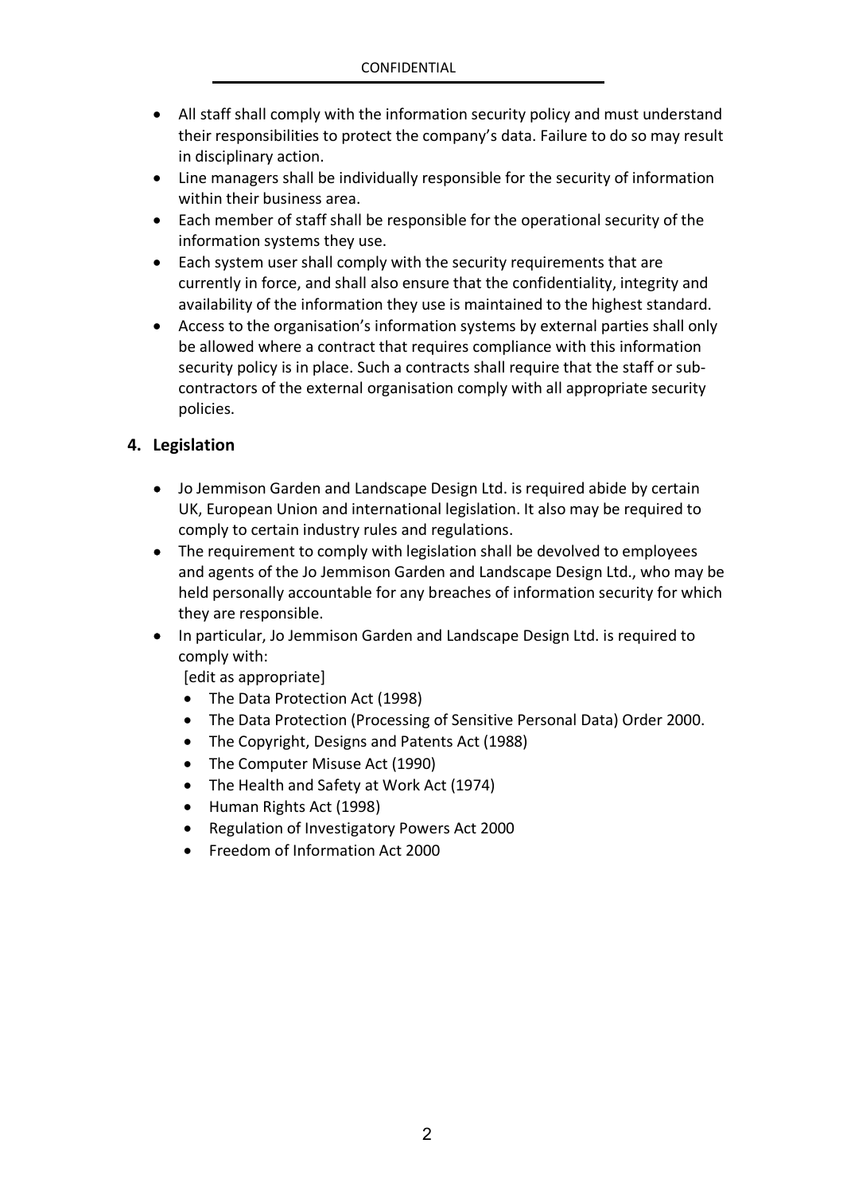- All staff shall comply with the information security policy and must understand their responsibilities to protect the company's data. Failure to do so may result in disciplinary action.
- Line managers shall be individually responsible for the security of information within their business area.
- Each member of staff shall be responsible for the operational security of the information systems they use.
- Each system user shall comply with the security requirements that are currently in force, and shall also ensure that the confidentiality, integrity and availability of the information they use is maintained to the highest standard.
- Access to the organisation's information systems by external parties shall only be allowed where a contract that requires compliance with this information security policy is in place. Such a contracts shall require that the staff or sub-contractors of the external organisation comply with all appropriate security policies.

## 4. Legislation

- Jo Jemmison Garden and Landscape Design Ltd. is required abide by certain UK, European Union and international legislation. It also may be required to comply to certain industry rules and regulations.
- The requirement to comply with legislation shall be devolved to employees and agents of the Jo Jemmison Garden and Landscape Design Ltd., who may be held personally accountable for any breaches of information security for which they are responsible.
- In particular, Jo Jemmison Garden and Landscape Design Ltd. is required to comply with:
  [edit as appropriate]
  - The Data Protection Act (1998)
  - The Data Protection (Processing of Sensitive Personal Data) Order 2000.
  - The Copyright, Designs and Patents Act (1988)
  - The Computer Misuse Act (1990)
  - The Health and Safety at Work Act (1974)
  - Human Rights Act (1998)
  - Regulation of Investigatory Powers Act 2000
  - Freedom of Information Act 2000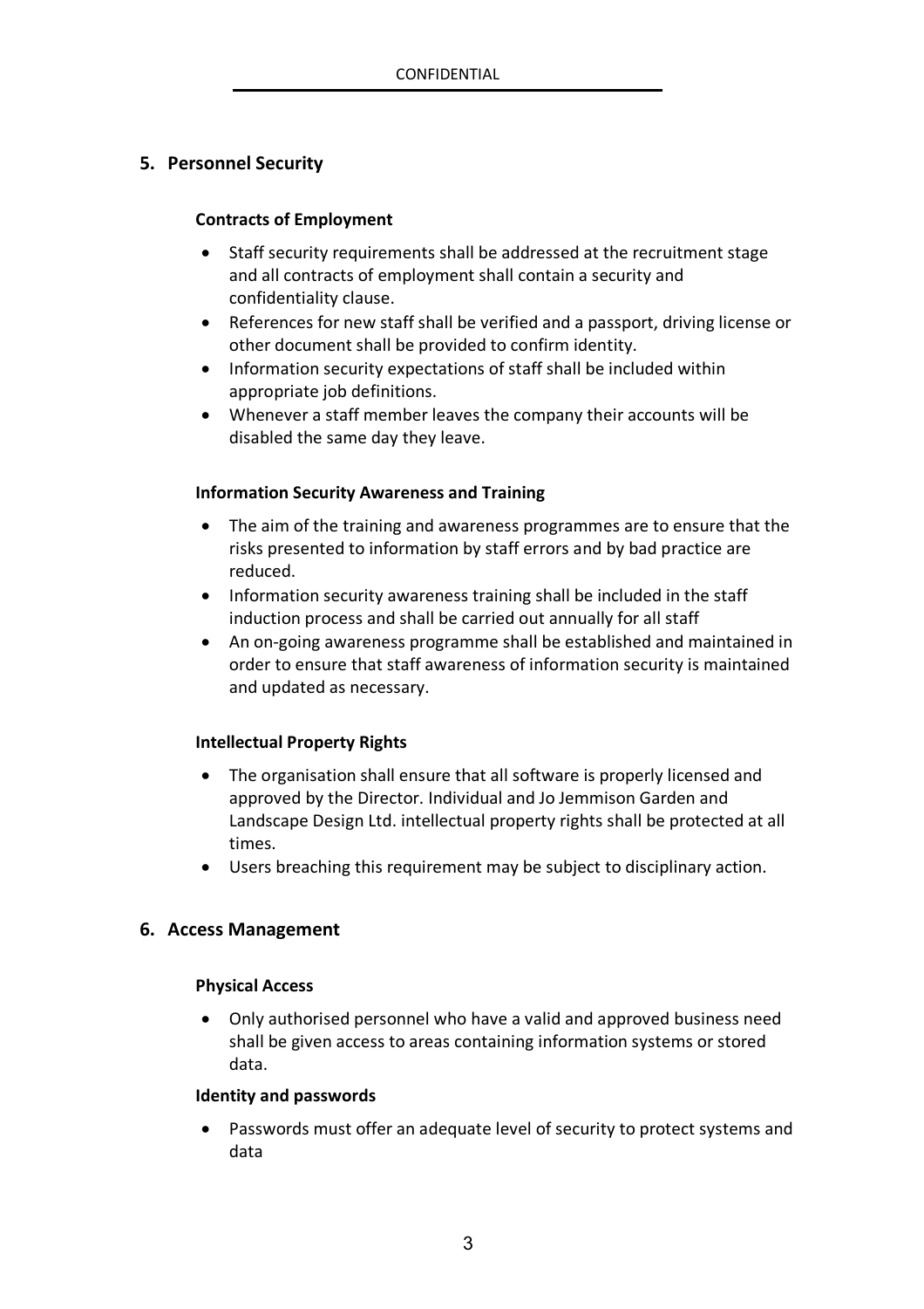## 5. Personnel Security

### Contracts of Employment

- Staff security requirements shall be addressed at the recruitment stage and all contracts of employment shall contain a security and confidentiality clause.
- References for new staff shall be verified and a passport, driving license or other document shall be provided to confirm identity.
- Information security expectations of staff shall be included within appropriate job definitions.
- Whenever a staff member leaves the company their accounts will be disabled the same day they leave.

### Information Security Awareness and Training

- The aim of the training and awareness programmes are to ensure that the risks presented to information by staff errors and by bad practice are reduced.
- Information security awareness training shall be included in the staff induction process and shall be carried out annually for all staff
- An on-going awareness programme shall be established and maintained in order to ensure that staff awareness of information security is maintained and updated as necessary.

### Intellectual Property Rights

- The organisation shall ensure that all software is properly licensed and approved by the Director. Individual and Jo Jemmison Garden and Landscape Design Ltd. intellectual property rights shall be protected at all times.
- Users breaching this requirement may be subject to disciplinary action.

## 6. Access Management

### Physical Access

- Only authorised personnel who have a valid and approved business need shall be given access to areas containing information systems or stored data.

### Identity and passwords

- Passwords must offer an adequate level of security to protect systems and data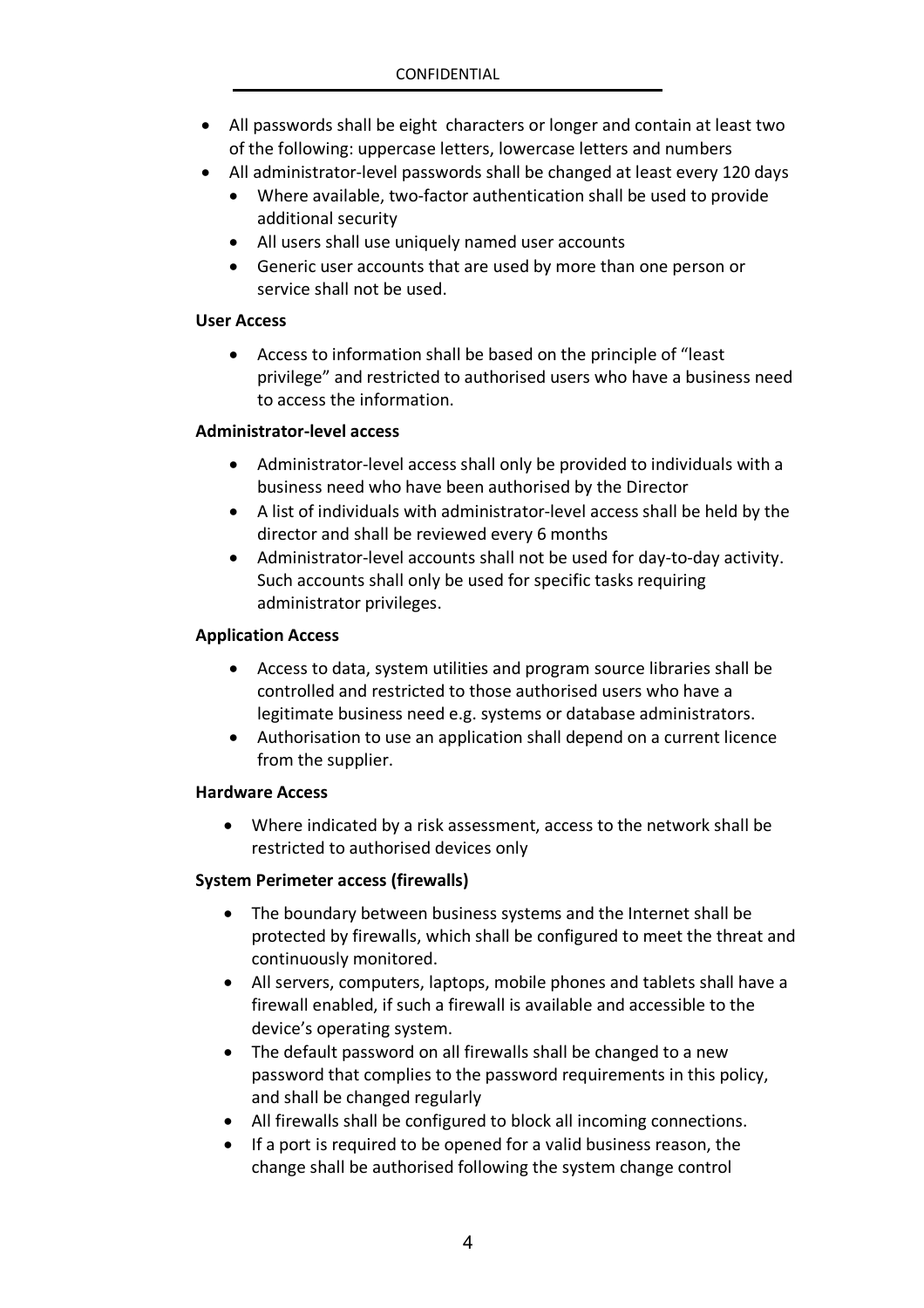- All passwords shall be eight  characters or longer and contain at least two of the following: uppercase letters, lowercase letters and numbers
- All administrator-level passwords shall be changed at least every 120 days
  - Where available, two-factor authentication shall be used to provide additional security
  - All users shall use uniquely named user accounts
  - Generic user accounts that are used by more than one person or service shall not be used.

**User Access**

- Access to information shall be based on the principle of "least privilege" and restricted to authorised users who have a business need to access the information.

**Administrator-level access**

- Administrator-level access shall only be provided to individuals with a business need who have been authorised by the Director
- A list of individuals with administrator-level access shall be held by the director and shall be reviewed every 6 months
- Administrator-level accounts shall not be used for day-to-day activity. Such accounts shall only be used for specific tasks requiring administrator privileges.

**Application Access**

- Access to data, system utilities and program source libraries shall be controlled and restricted to those authorised users who have a legitimate business need e.g. systems or database administrators.
- Authorisation to use an application shall depend on a current licence from the supplier.

**Hardware Access**

- Where indicated by a risk assessment, access to the network shall be restricted to authorised devices only

**System Perimeter access (firewalls)**

- The boundary between business systems and the Internet shall be protected by firewalls, which shall be configured to meet the threat and continuously monitored.
- All servers, computers, laptops, mobile phones and tablets shall have a firewall enabled, if such a firewall is available and accessible to the device's operating system.
- The default password on all firewalls shall be changed to a new password that complies to the password requirements in this policy, and shall be changed regularly
- All firewalls shall be configured to block all incoming connections.
- If a port is required to be opened for a valid business reason, the change shall be authorised following the system change control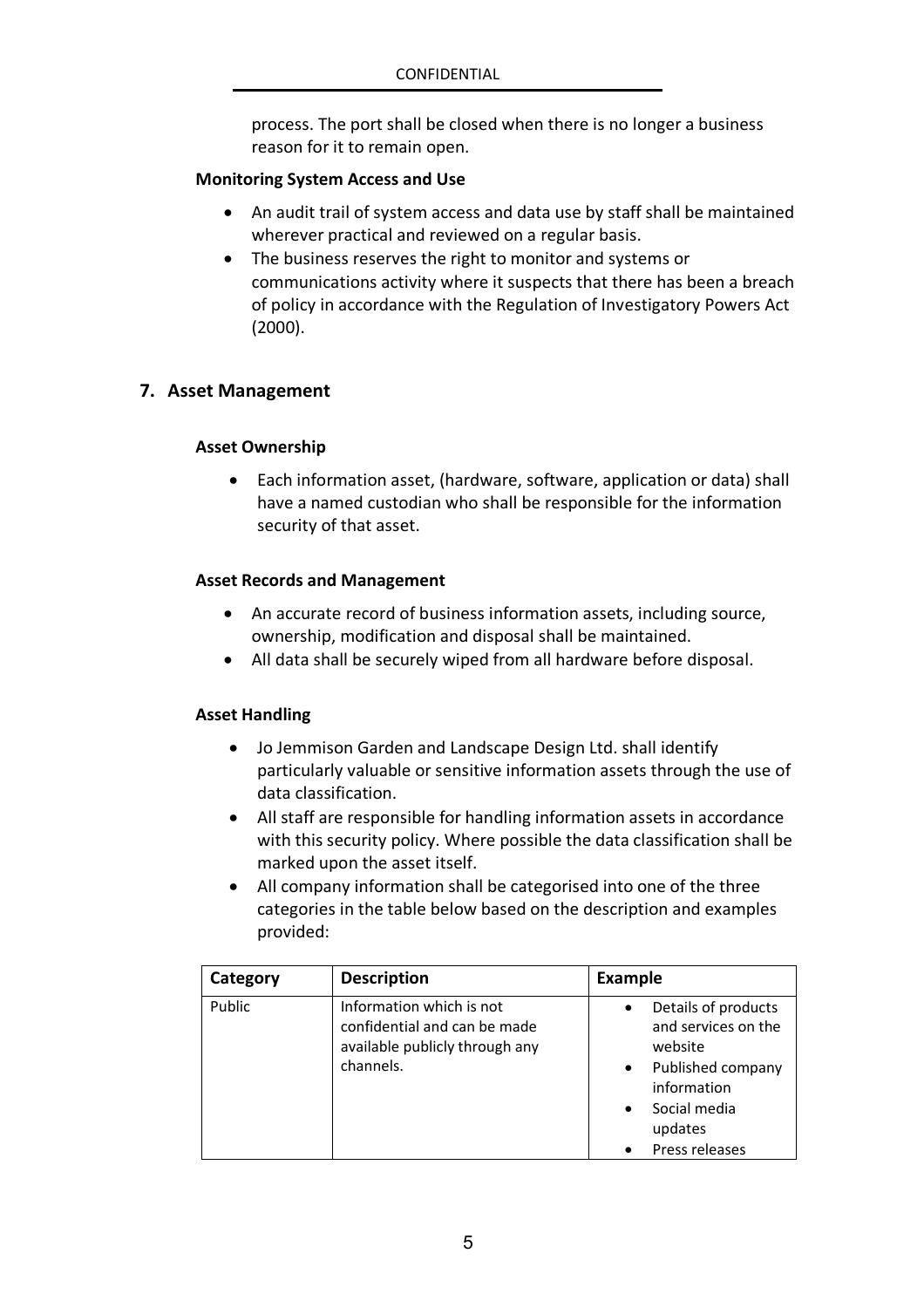process. The port shall be closed when there is no longer a business reason for it to remain open.

**Monitoring System Access and Use**

- An audit trail of system access and data use by staff shall be maintained wherever practical and reviewed on a regular basis.
- The business reserves the right to monitor and systems or communications activity where it suspects that there has been a breach of policy in accordance with the Regulation of Investigatory Powers Act (2000).

## 7. Asset Management

**Asset Ownership**

- Each information asset, (hardware, software, application or data) shall have a named custodian who shall be responsible for the information security of that asset.

**Asset Records and Management**

- An accurate record of business information assets, including source, ownership, modification and disposal shall be maintained.
- All data shall be securely wiped from all hardware before disposal.

**Asset Handling**

- Jo Jemmison Garden and Landscape Design Ltd. shall identify particularly valuable or sensitive information assets through the use of data classification.
- All staff are responsible for handling information assets in accordance with this security policy. Where possible the data classification shall be marked upon the asset itself.
- All company information shall be categorised into one of the three categories in the table below based on the description and examples provided:

| Category | Description | Example |
|---|---|---|
| Public | Information which is not confidential and can be made available publicly through any channels. | • Details of products and services on the website<br>• Published company information<br>• Social media updates<br>• Press releases |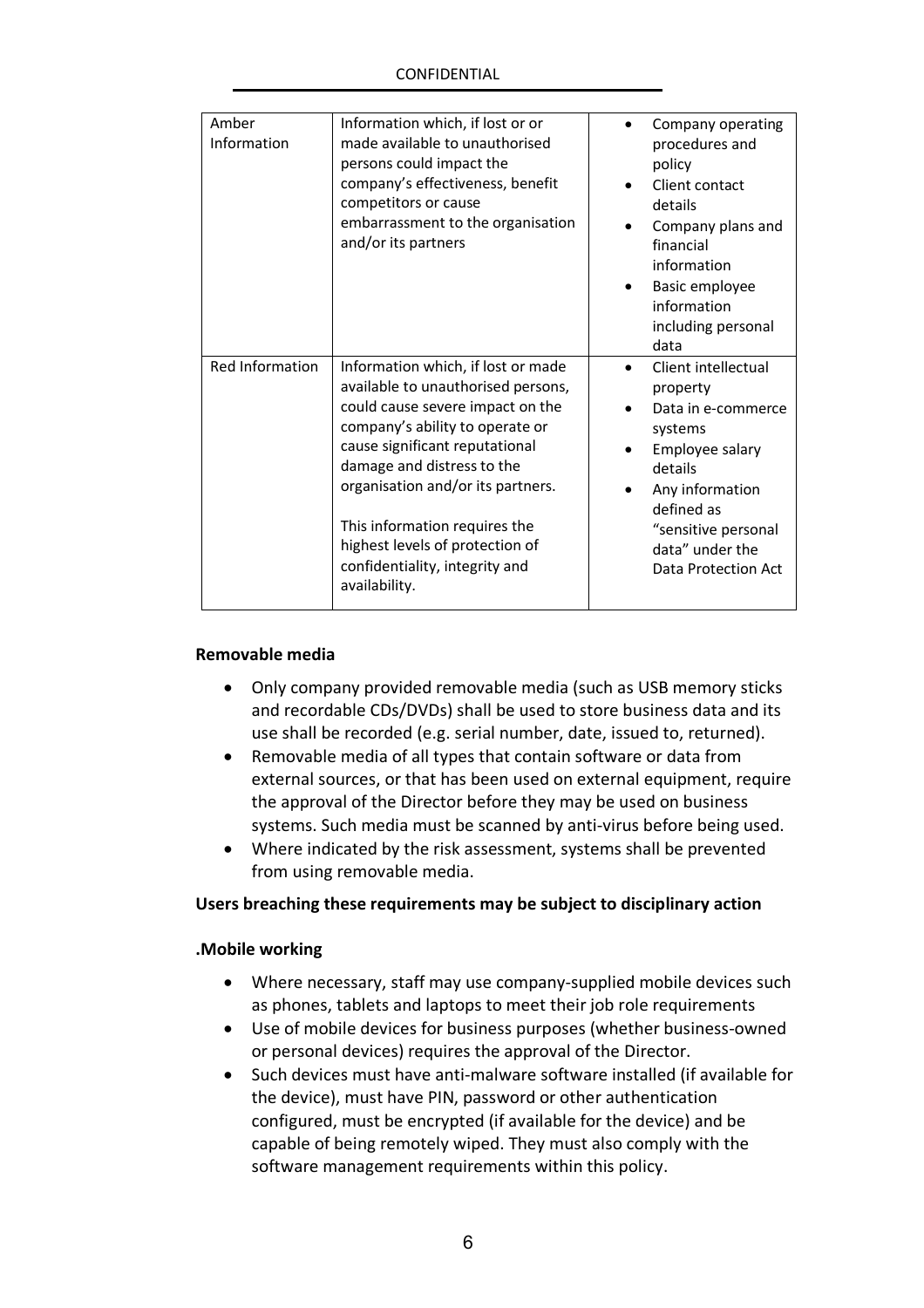| Amber Information | Information which, if lost or or made available to unauthorised persons could impact the company's effectiveness, benefit competitors or cause embarrassment to the organisation and/or its partners | • Company operating procedures and policy<br>• Client contact details<br>• Company plans and financial information<br>• Basic employee information including personal data |
|---|---|---|
| Red Information | Information which, if lost or made available to unauthorised persons, could cause severe impact on the company's ability to operate or cause significant reputational damage and distress to the organisation and/or its partners.<br><br>This information requires the highest levels of protection of confidentiality, integrity and availability. | • Client intellectual property<br>• Data in e-commerce systems<br>• Employee salary details<br>• Any information defined as "sensitive personal data" under the Data Protection Act |

**Removable media**

- Only company provided removable media (such as USB memory sticks and recordable CDs/DVDs) shall be used to store business data and its use shall be recorded (e.g. serial number, date, issued to, returned).
- Removable media of all types that contain software or data from external sources, or that has been used on external equipment, require the approval of the Director before they may be used on business systems. Such media must be scanned by anti-virus before being used.
- Where indicated by the risk assessment, systems shall be prevented from using removable media.

**Users breaching these requirements may be subject to disciplinary action**

**.Mobile working**

- Where necessary, staff may use company-supplied mobile devices such as phones, tablets and laptops to meet their job role requirements
- Use of mobile devices for business purposes (whether business-owned or personal devices) requires the approval of the Director.
- Such devices must have anti-malware software installed (if available for the device), must have PIN, password or other authentication configured, must be encrypted (if available for the device) and be capable of being remotely wiped. They must also comply with the software management requirements within this policy.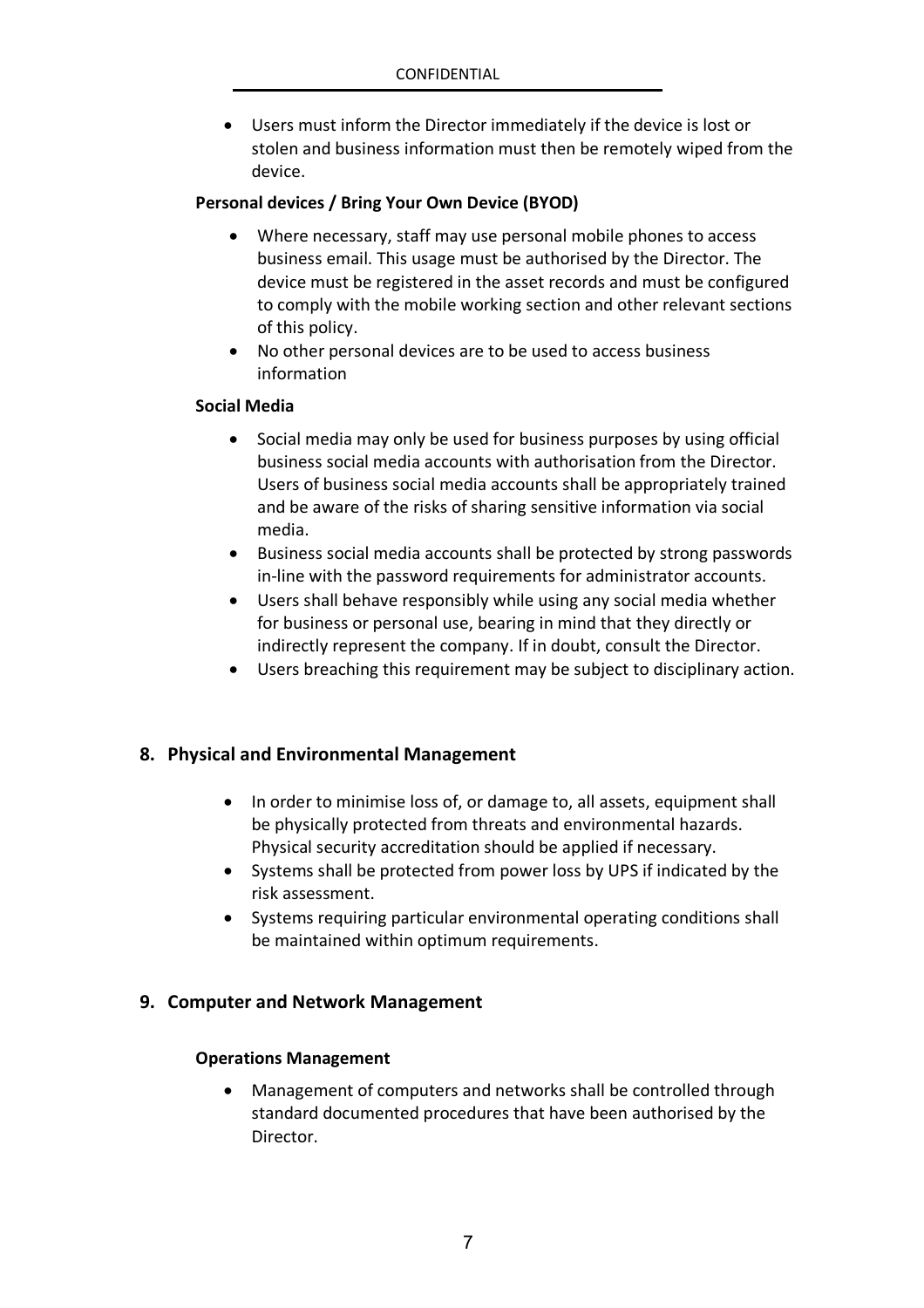- Users must inform the Director immediately if the device is lost or stolen and business information must then be remotely wiped from the device.

**Personal devices / Bring Your Own Device (BYOD)**

- Where necessary, staff may use personal mobile phones to access business email. This usage must be authorised by the Director. The device must be registered in the asset records and must be configured to comply with the mobile working section and other relevant sections of this policy.
- No other personal devices are to be used to access business information

**Social Media**

- Social media may only be used for business purposes by using official business social media accounts with authorisation from the Director. Users of business social media accounts shall be appropriately trained and be aware of the risks of sharing sensitive information via social media.
- Business social media accounts shall be protected by strong passwords in-line with the password requirements for administrator accounts.
- Users shall behave responsibly while using any social media whether for business or personal use, bearing in mind that they directly or indirectly represent the company. If in doubt, consult the Director.
- Users breaching this requirement may be subject to disciplinary action.

## 8. Physical and Environmental Management

- In order to minimise loss of, or damage to, all assets, equipment shall be physically protected from threats and environmental hazards. Physical security accreditation should be applied if necessary.
- Systems shall be protected from power loss by UPS if indicated by the risk assessment.
- Systems requiring particular environmental operating conditions shall be maintained within optimum requirements.

## 9. Computer and Network Management

**Operations Management**

- Management of computers and networks shall be controlled through standard documented procedures that have been authorised by the Director.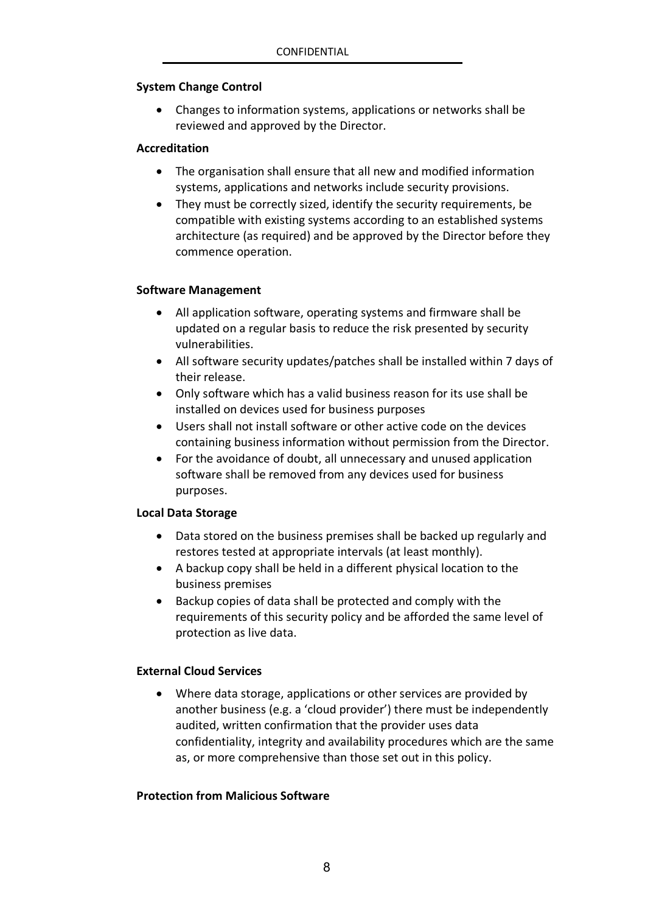**System Change Control**

- Changes to information systems, applications or networks shall be reviewed and approved by the Director.

**Accreditation**

- The organisation shall ensure that all new and modified information systems, applications and networks include security provisions.
- They must be correctly sized, identify the security requirements, be compatible with existing systems according to an established systems architecture (as required) and be approved by the Director before they commence operation.

**Software Management**

- All application software, operating systems and firmware shall be updated on a regular basis to reduce the risk presented by security vulnerabilities.
- All software security updates/patches shall be installed within 7 days of their release.
- Only software which has a valid business reason for its use shall be installed on devices used for business purposes
- Users shall not install software or other active code on the devices containing business information without permission from the Director.
- For the avoidance of doubt, all unnecessary and unused application software shall be removed from any devices used for business purposes.

**Local Data Storage**

- Data stored on the business premises shall be backed up regularly and restores tested at appropriate intervals (at least monthly).
- A backup copy shall be held in a different physical location to the business premises
- Backup copies of data shall be protected and comply with the requirements of this security policy and be afforded the same level of protection as live data.

**External Cloud Services**

- Where data storage, applications or other services are provided by another business (e.g. a 'cloud provider') there must be independently audited, written confirmation that the provider uses data confidentiality, integrity and availability procedures which are the same as, or more comprehensive than those set out in this policy.

**Protection from Malicious Software**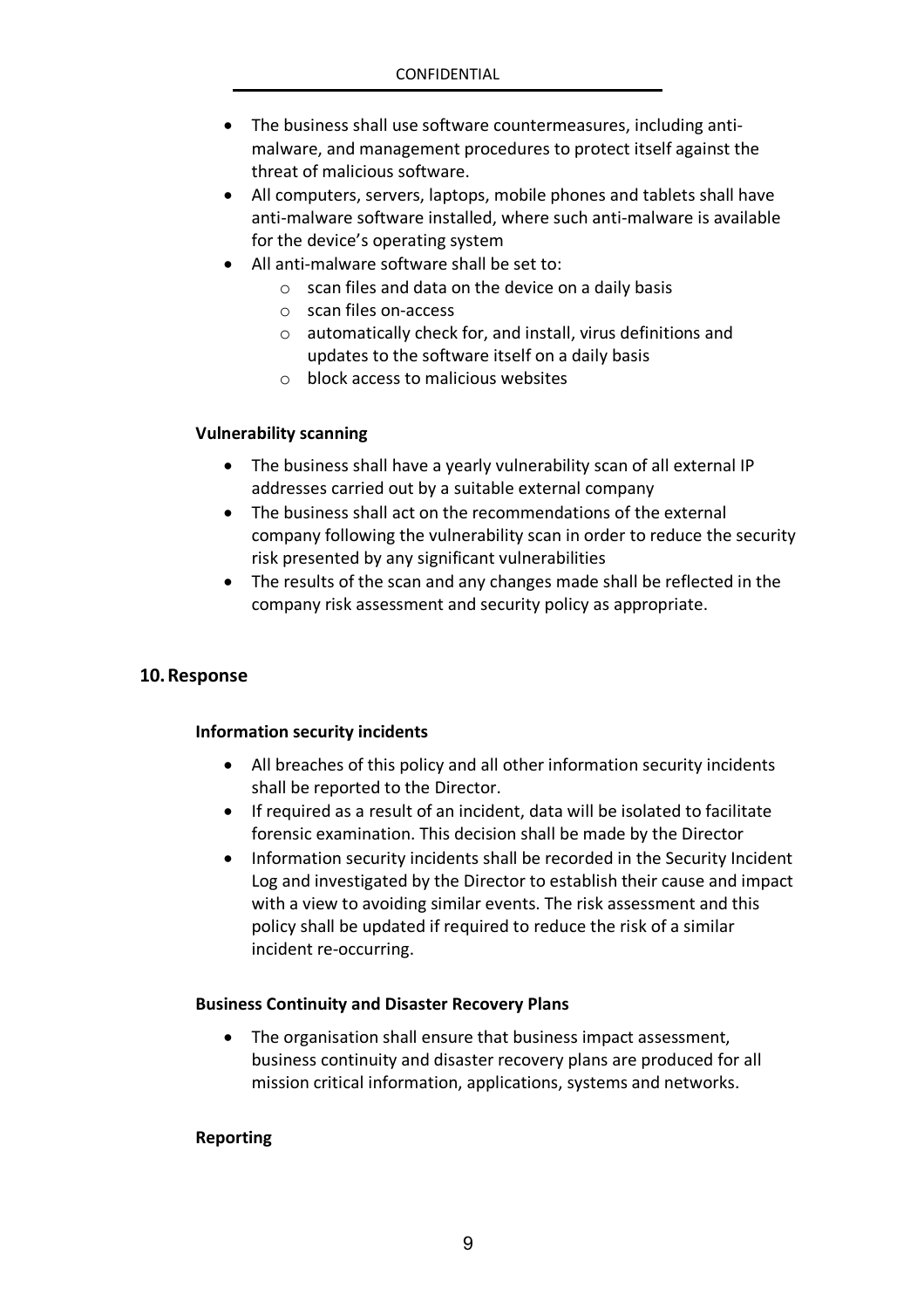- The business shall use software countermeasures, including anti-malware, and management procedures to protect itself against the threat of malicious software.
- All computers, servers, laptops, mobile phones and tablets shall have anti-malware software installed, where such anti-malware is available for the device's operating system
- All anti-malware software shall be set to:
  - scan files and data on the device on a daily basis
  - scan files on-access
  - automatically check for, and install, virus definitions and updates to the software itself on a daily basis
  - block access to malicious websites

**Vulnerability scanning**

- The business shall have a yearly vulnerability scan of all external IP addresses carried out by a suitable external company
- The business shall act on the recommendations of the external company following the vulnerability scan in order to reduce the security risk presented by any significant vulnerabilities
- The results of the scan and any changes made shall be reflected in the company risk assessment and security policy as appropriate.

## 10. Response

**Information security incidents**

- All breaches of this policy and all other information security incidents shall be reported to the Director.
- If required as a result of an incident, data will be isolated to facilitate forensic examination. This decision shall be made by the Director
- Information security incidents shall be recorded in the Security Incident Log and investigated by the Director to establish their cause and impact with a view to avoiding similar events. The risk assessment and this policy shall be updated if required to reduce the risk of a similar incident re-occurring.

**Business Continuity and Disaster Recovery Plans**

- The organisation shall ensure that business impact assessment, business continuity and disaster recovery plans are produced for all mission critical information, applications, systems and networks.

**Reporting**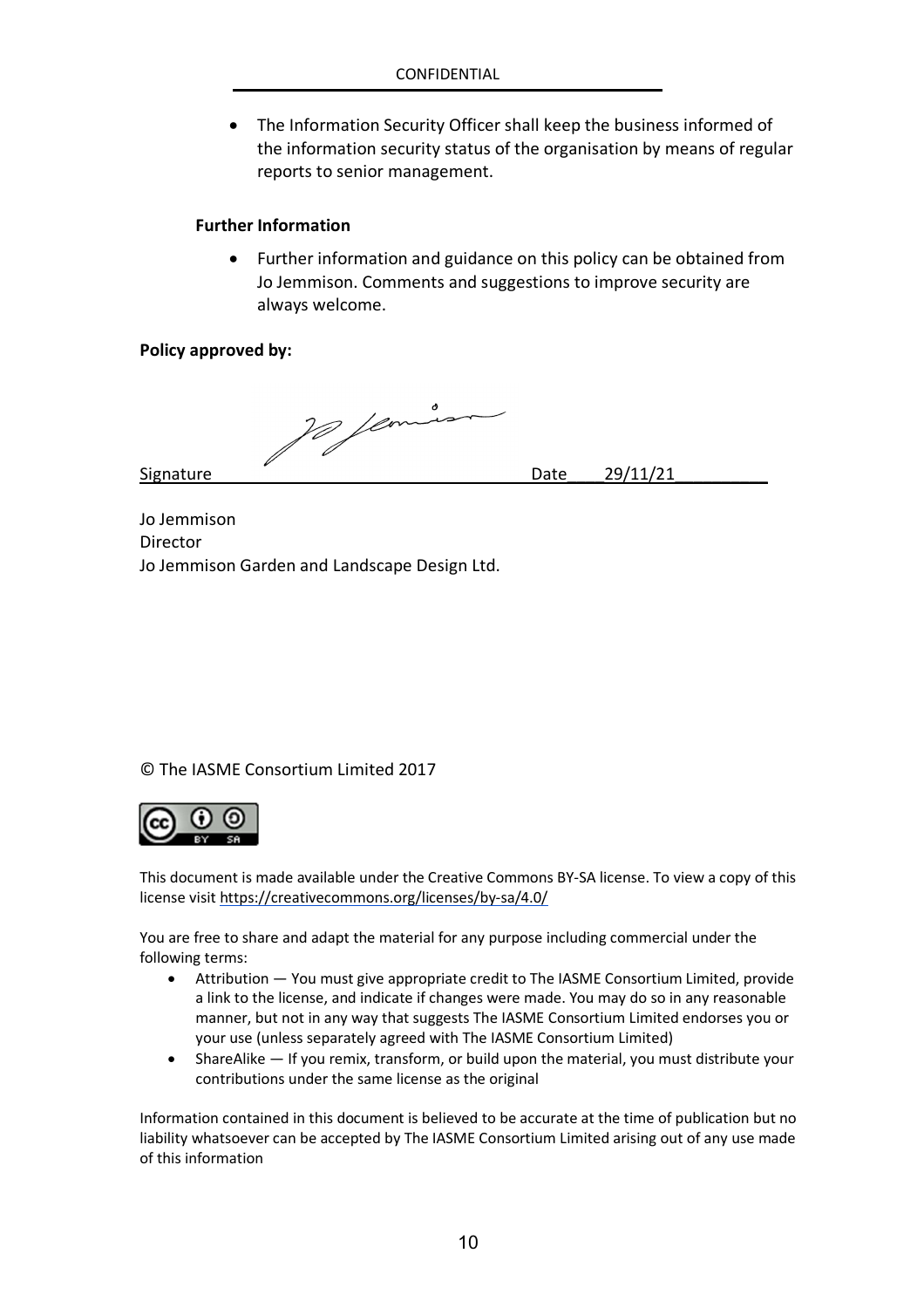- The Information Security Officer shall keep the business informed of the information security status of the organisation by means of regular reports to senior management.

**Further Information**

- Further information and guidance on this policy can be obtained from Jo Jemmison. Comments and suggestions to improve security are always welcome.

**Policy approved by:**

Signature ______________________________ Date___29/11/21__________

Jo Jemmison
Director
Jo Jemmison Garden and Landscape Design Ltd.

© The IASME Consortium Limited 2017

This document is made available under the Creative Commons BY-SA license. To view a copy of this license visit https://creativecommons.org/licenses/by-sa/4.0/

You are free to share and adapt the material for any purpose including commercial under the following terms:

- Attribution — You must give appropriate credit to The IASME Consortium Limited, provide a link to the license, and indicate if changes were made. You may do so in any reasonable manner, but not in any way that suggests The IASME Consortium Limited endorses you or your use (unless separately agreed with The IASME Consortium Limited)
- ShareAlike — If you remix, transform, or build upon the material, you must distribute your contributions under the same license as the original

Information contained in this document is believed to be accurate at the time of publication but no liability whatsoever can be accepted by The IASME Consortium Limited arising out of any use made of this information